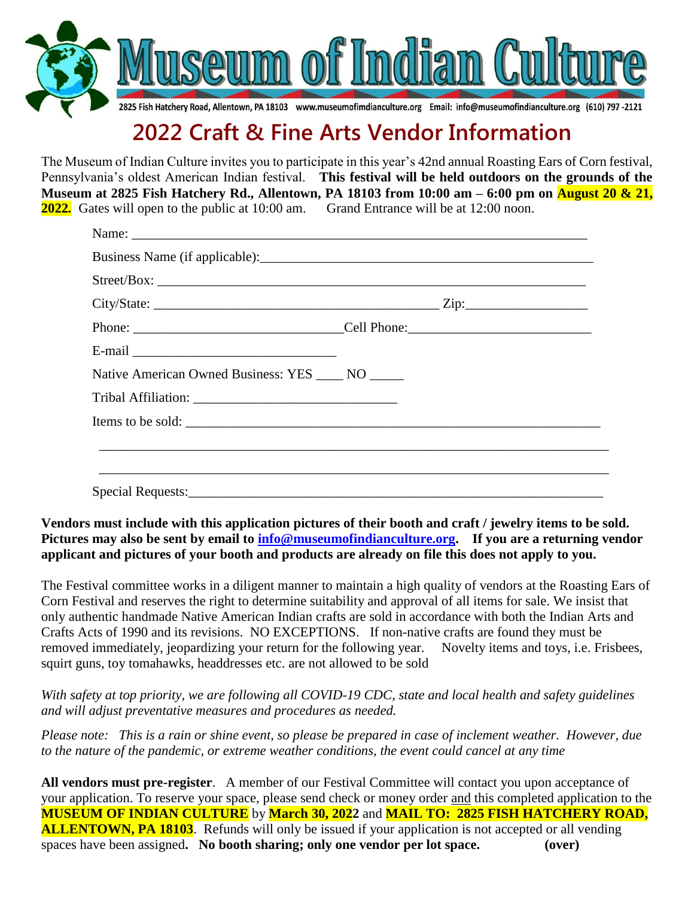# Museum of Indian Culture

2825 Fish Hatchery Road, Allentown, PA 18103 www.museumofimdianculture.org Email: info@museumofindianculture.org (610) 797 -2121

## 2022 Craft & Fine Arts Vendor Information

The Museum of Indian Culture invites you to participate in this year's 42nd annual Roasting Ears of Corn festival, Pennsylvania's oldest American Indian festival. **This festival will be held outdoors on the grounds of the Museum at 2825 Fish Hatchery Rd., Allentown, PA 18103 from 10:00 am – 6:00 pm on August 20 & 21, 2022.** Gates will open to the public at 10:00 am. Grand Entrance will be at 12:00 noon.

Name: ___________________________________________________________________

Business Name (if applicable):_______________________________________________

Street/Box: ______________________________________________________________

City/State: ______________________________________ Zip:_________________

Phone: ____________________________Cell Phone:_________________________

E-mail ___________________________

Native American Owned Business: YES ____ NO _____

Tribal Affiliation: ___________________________

Items to be sold: _____________________________________________________________

_____________________________________________________________________________

_____________________________________________________________________________

Special Requests:_____________________________________________________________

**Vendors must include with this application pictures of their booth and craft / jewelry items to be sold. Pictures may also be sent by email to info@museumofindianculture.org. If you are a returning vendor applicant and pictures of your booth and products are already on file this does not apply to you.**

The Festival committee works in a diligent manner to maintain a high quality of vendors at the Roasting Ears of Corn Festival and reserves the right to determine suitability and approval of all items for sale. We insist that only authentic handmade Native American Indian crafts are sold in accordance with both the Indian Arts and Crafts Acts of 1990 and its revisions. NO EXCEPTIONS. If non-native crafts are found they must be removed immediately, jeopardizing your return for the following year. Novelty items and toys, i.e. Frisbees, squirt guns, toy tomahawks, headdresses etc. are not allowed to be sold

*With safety at top priority, we are following all COVID-19 CDC, state and local health and safety guidelines and will adjust preventative measures and procedures as needed.*

*Please note: This is a rain or shine event, so please be prepared in case of inclement weather. However, due to the nature of the pandemic, or extreme weather conditions, the event could cancel at any time*

**All vendors must pre-register**. A member of our Festival Committee will contact you upon acceptance of your application. To reserve your space, please send check or money order and this completed application to the **MUSEUM OF INDIAN CULTURE** by **March 30, 2022** and **MAIL TO: 2825 FISH HATCHERY ROAD, ALLENTOWN, PA 18103**. Refunds will only be issued if your application is not accepted or all vending spaces have been assigned**. No booth sharing; only one vendor per lot space.** **(over)**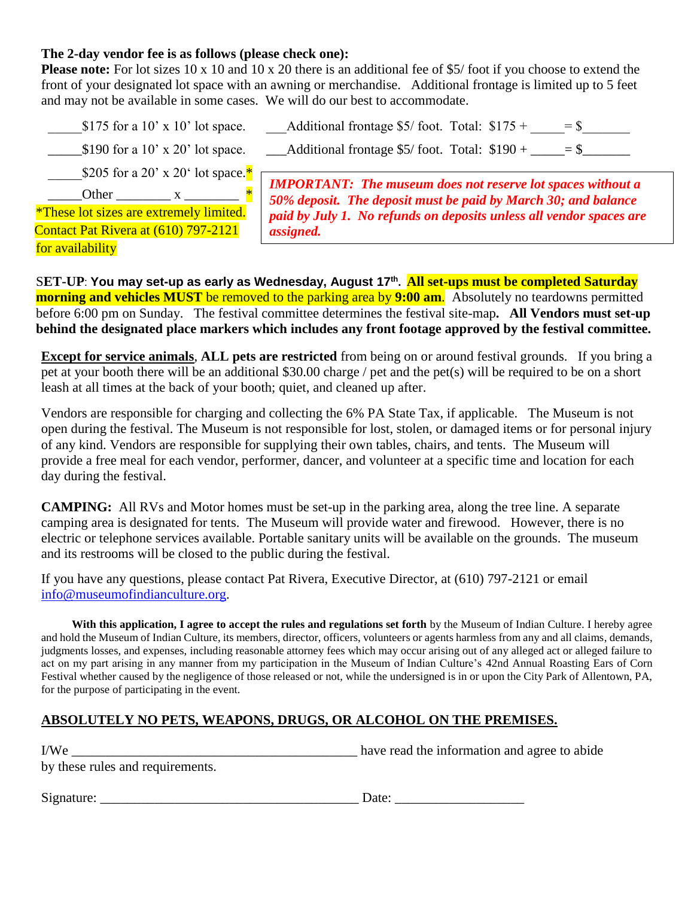**The 2-day vendor fee is as follows (please check one):**
**Please note:** For lot sizes 10 x 10 and 10 x 20 there is an additional fee of $5/ foot if you choose to extend the front of your designated lot space with an awning or merchandise. Additional frontage is limited up to 5 feet and may not be available in some cases. We will do our best to accommodate.

_____$175 for a 10' x 10' lot space. ___Additional frontage $5/ foot. Total: $175 + _____= $_______

_____$190 for a 10' x 20' lot space. ___Additional frontage $5/ foot. Total: $190 + _____= $_______

_____$205 for a 20' x 20' lot space.*

_____Other ________ x ________ *

*These lot sizes are extremely limited. Contact Pat Rivera at (610) 797-2121 for availability

***IMPORTANT: The museum does not reserve lot spaces without a 50% deposit. The deposit must be paid by March 30; and balance paid by July 1. No refunds on deposits unless all vendor spaces are assigned.***

S**ET-UP**: **You may set-up as early as Wednesday, August 17th**. **All set-ups must be completed Saturday morning and vehicles MUST** be removed to the parking area by **9:00 am**. Absolutely no teardowns permitted before 6:00 pm on Sunday. The festival committee determines the festival site-map**. All Vendors must set-up behind the designated place markers which includes any front footage approved by the festival committee.**

**Except for service animals**, **ALL pets are restricted** from being on or around festival grounds. If you bring a pet at your booth there will be an additional $30.00 charge / pet and the pet(s) will be required to be on a short leash at all times at the back of your booth; quiet, and cleaned up after.

Vendors are responsible for charging and collecting the 6% PA State Tax, if applicable. The Museum is not open during the festival. The Museum is not responsible for lost, stolen, or damaged items or for personal injury of any kind. Vendors are responsible for supplying their own tables, chairs, and tents. The Museum will provide a free meal for each vendor, performer, dancer, and volunteer at a specific time and location for each day during the festival.

**CAMPING:** All RVs and Motor homes must be set-up in the parking area, along the tree line. A separate camping area is designated for tents. The Museum will provide water and firewood. However, there is no electric or telephone services available. Portable sanitary units will be available on the grounds. The museum and its restrooms will be closed to the public during the festival.

If you have any questions, please contact Pat Rivera, Executive Director, at (610) 797-2121 or email info@museumofindianculture.org.

**With this application, I agree to accept the rules and regulations set forth** by the Museum of Indian Culture. I hereby agree and hold the Museum of Indian Culture, its members, director, officers, volunteers or agents harmless from any and all claims, demands, judgments losses, and expenses, including reasonable attorney fees which may occur arising out of any alleged act or alleged failure to act on my part arising in any manner from my participation in the Museum of Indian Culture's 42nd Annual Roasting Ears of Corn Festival whether caused by the negligence of those released or not, while the undersigned is in or upon the City Park of Allentown, PA, for the purpose of participating in the event.

**ABSOLUTELY NO PETS, WEAPONS, DRUGS, OR ALCOHOL ON THE PREMISES.**

I/We ___________________________________________ have read the information and agree to abide by these rules and requirements.

Signature: ______________________________________ Date: ___________________